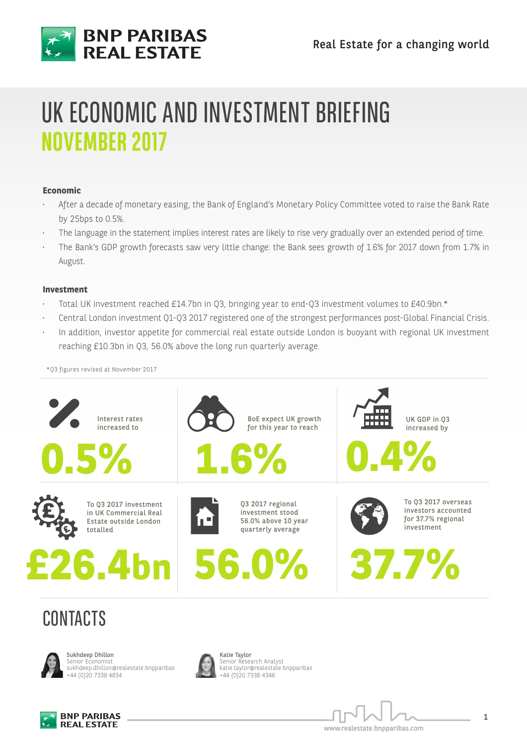# UK ECONOMIC AND INVESTMENT BRIEFING
## NOVEMBER 2017

### Economic

- After a decade of monetary easing, the Bank of England's Monetary Policy Committee voted to raise the Bank Rate by 25bps to 0.5%.
- The language in the statement implies interest rates are likely to rise very gradually over an extended period of time.
- The Bank's GDP growth forecasts saw very little change: the Bank sees growth of 1.6% for 2017 down from 1.7% in August.

### Investment

- Total UK investment reached £14.7bn in Q3, bringing year to end-Q3 investment volumes to £40.9bn.*
- Central London investment Q1-Q3 2017 registered one of the strongest performances post-Global Financial Crisis.
- In addition, investor appetite for commercial real estate outside London is buoyant with regional UK investment reaching £10.3bn in Q3, 56.0% above the long run quarterly average.

*Q3 figures revised at November 2017

Interest rates increased to

**0.5%**

BoE expect UK growth for this year to reach

**1.6%**

UK GDP in Q3 increased by

**0.4%**

To Q3 2017 investment in UK Commercial Real Estate outside London totalled

**£26.4bn**

Q3 2017 regional investment stood 56.0% above 10 year quarterly average

**56.0%**

To Q3 2017 overseas investors accounted for 37.7% regional investment

**37.7%**

## CONTACTS

**Sukhdeep Dhillon**
Senior Economist
sukhdeep.dhillon@realestate.bnpparibas
+44 (0)20 7338 4834

**Katie Taylor**
Senior Research Analyst
katie.taylor@realestate.bnpparibas
+44 (0)20 7338 4346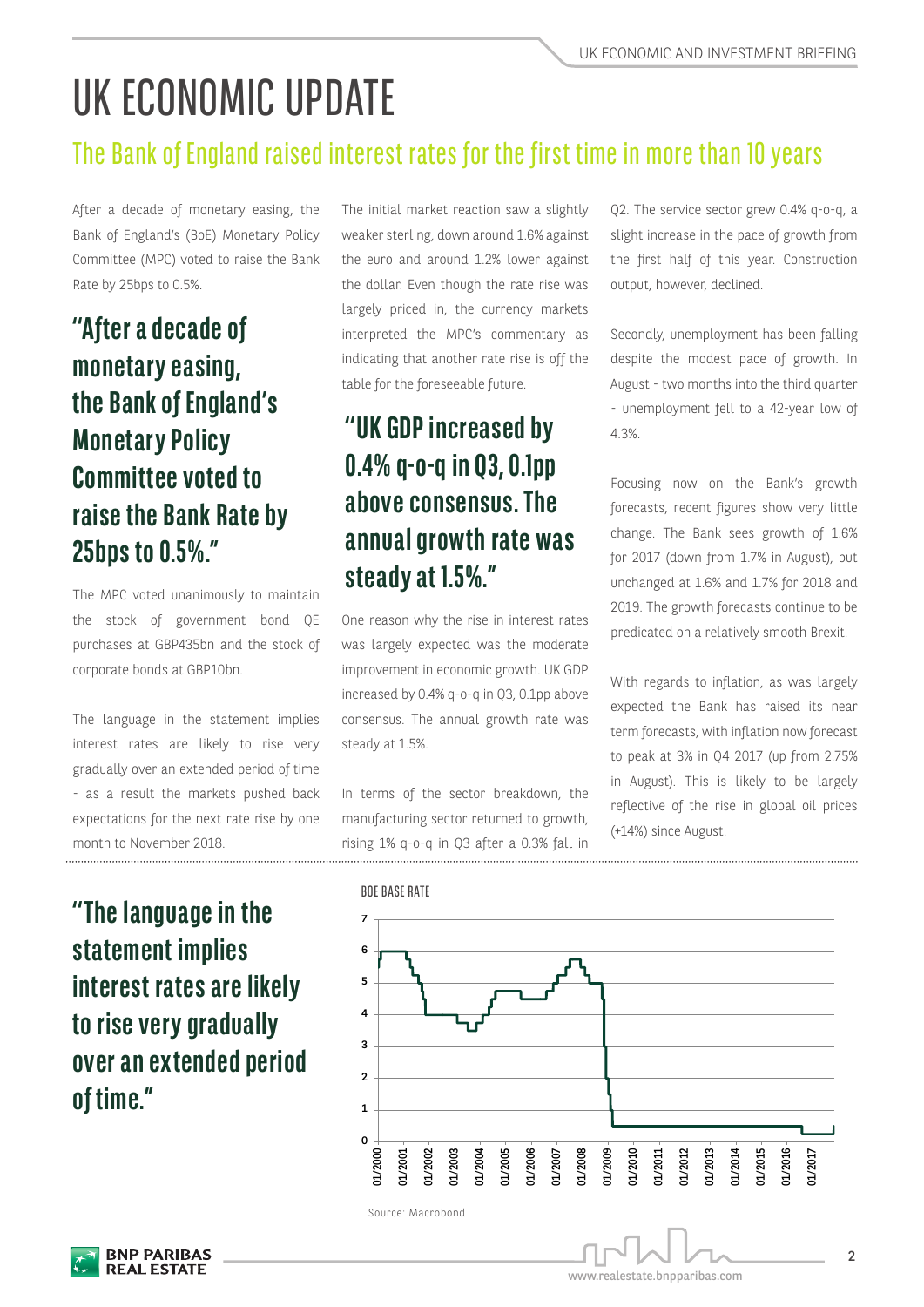# UK ECONOMIC UPDATE

## The Bank of England raised interest rates for the first time in more than 10 years

After a decade of monetary easing, the Bank of England's (BoE) Monetary Policy Committee (MPC) voted to raise the Bank Rate by 25bps to 0.5%.

> **"After a decade of monetary easing, the Bank of England's Monetary Policy Committee voted to raise the Bank Rate by 25bps to 0.5%."**

The MPC voted unanimously to maintain the stock of government bond QE purchases at GBP435bn and the stock of corporate bonds at GBP10bn.

The language in the statement implies interest rates are likely to rise very gradually over an extended period of time - as a result the markets pushed back expectations for the next rate rise by one month to November 2018.

The initial market reaction saw a slightly weaker sterling, down around 1.6% against the euro and around 1.2% lower against the dollar. Even though the rate rise was largely priced in, the currency markets interpreted the MPC's commentary as indicating that another rate rise is off the table for the foreseeable future.

> **"UK GDP increased by 0.4% q-o-q in Q3, 0.1pp above consensus. The annual growth rate was steady at 1.5%."**

One reason why the rise in interest rates was largely expected was the moderate improvement in economic growth. UK GDP increased by 0.4% q-o-q in Q3, 0.1pp above consensus. The annual growth rate was steady at 1.5%.

In terms of the sector breakdown, the manufacturing sector returned to growth, rising 1% q-o-q in Q3 after a 0.3% fall in Q2. The service sector grew 0.4% q-o-q, a slight increase in the pace of growth from the first half of this year. Construction output, however, declined.

Secondly, unemployment has been falling despite the modest pace of growth. In August - two months into the third quarter - unemployment fell to a 42-year low of 4.3%.

Focusing now on the Bank's growth forecasts, recent figures show very little change. The Bank sees growth of 1.6% for 2017 (down from 1.7% in August), but unchanged at 1.6% and 1.7% for 2018 and 2019. The growth forecasts continue to be predicated on a relatively smooth Brexit.

With regards to inflation, as was largely expected the Bank has raised its near term forecasts, with inflation now forecast to peak at 3% in Q4 2017 (up from 2.75% in August). This is likely to be largely reflective of the rise in global oil prices (+14%) since August.

> **"The language in the statement implies interest rates are likely to rise very gradually over an extended period of time."**

BOE BASE RATE

Source: Macrobond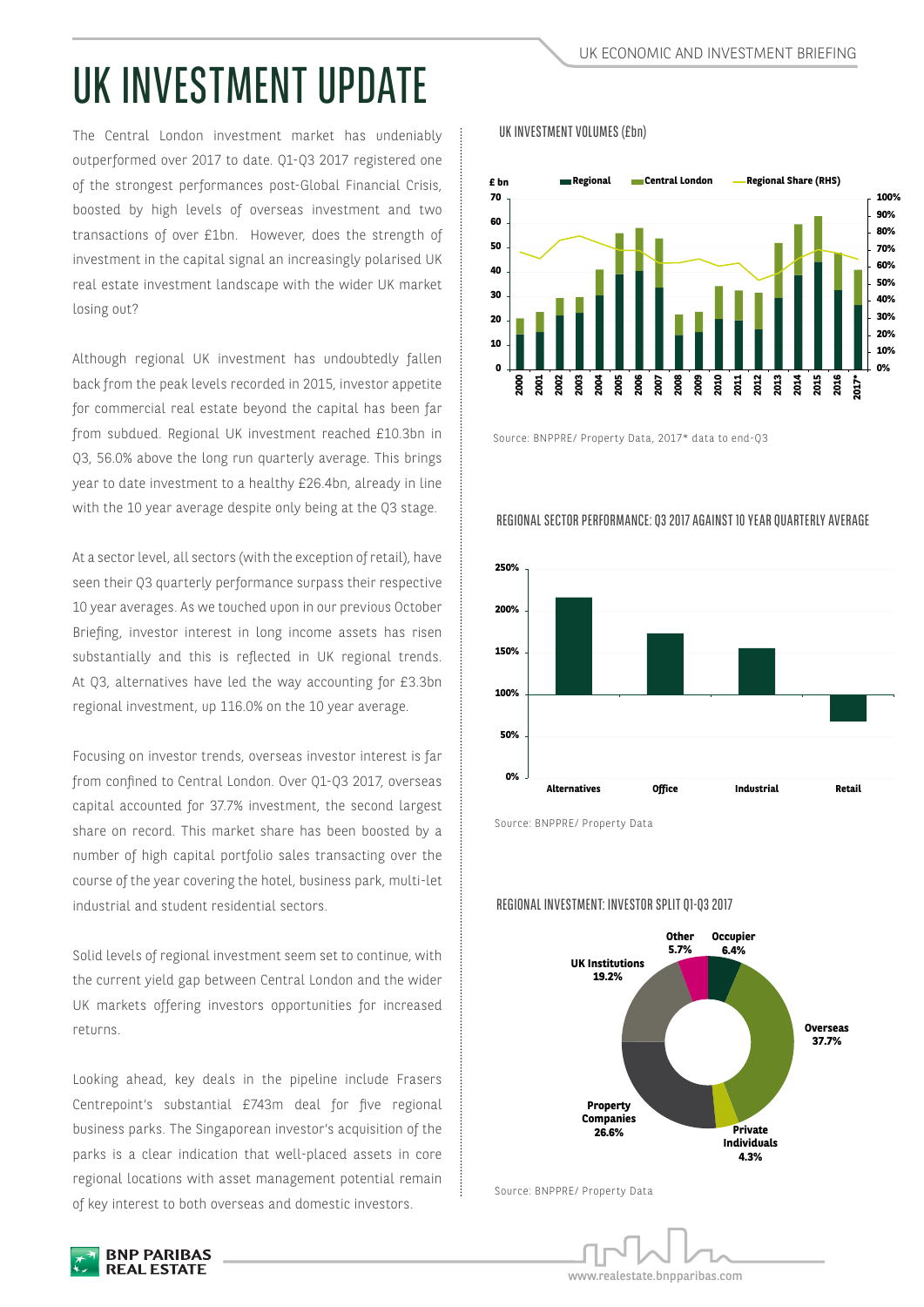# UK INVESTMENT UPDATE

The Central London investment market has undeniably outperformed over 2017 to date. Q1-Q3 2017 registered one of the strongest performances post-Global Financial Crisis, boosted by high levels of overseas investment and two transactions of over £1bn. However, does the strength of investment in the capital signal an increasingly polarised UK real estate investment landscape with the wider UK market losing out?

Although regional UK investment has undoubtedly fallen back from the peak levels recorded in 2015, investor appetite for commercial real estate beyond the capital has been far from subdued. Regional UK investment reached £10.3bn in Q3, 56.0% above the long run quarterly average. This brings year to date investment to a healthy £26.4bn, already in line with the 10 year average despite only being at the Q3 stage.

At a sector level, all sectors (with the exception of retail), have seen their Q3 quarterly performance surpass their respective 10 year averages. As we touched upon in our previous October Briefing, investor interest in long income assets has risen substantially and this is reflected in UK regional trends. At Q3, alternatives have led the way accounting for £3.3bn regional investment, up 116.0% on the 10 year average.

Focusing on investor trends, overseas investor interest is far from confined to Central London. Over Q1-Q3 2017, overseas capital accounted for 37.7% investment, the second largest share on record. This market share has been boosted by a number of high capital portfolio sales transacting over the course of the year covering the hotel, business park, multi-let industrial and student residential sectors.

Solid levels of regional investment seem set to continue, with the current yield gap between Central London and the wider UK markets offering investors opportunities for increased returns.

Looking ahead, key deals in the pipeline include Frasers Centrepoint's substantial £743m deal for five regional business parks. The Singaporean investor's acquisition of the parks is a clear indication that well-placed assets in core regional locations with asset management potential remain of key interest to both overseas and domestic investors.

UK INVESTMENT VOLUMES (£bn)

£ bn
Regional
Central London
Regional Share (RHS)
70
60
50
40
30
20
10
0
100%
90%
80%
70%
60%
50%
40%
30%
20%
10%
0%
2000 2001 2002 2003 2004 2005 2006 2007 2008 2009 2010 2011 2012 2013 2014 2015 2016 2017*

Source: BNPPRE/ Property Data, 2017* data to end-Q3

REGIONAL SECTOR PERFORMANCE: Q3 2017 AGAINST 10 YEAR QUARTERLY AVERAGE

250%
200%
150%
100%
50%
0%
Alternatives
Office
Industrial
Retail

Source: BNPPRE/ Property Data

REGIONAL INVESTMENT: INVESTOR SPLIT Q1-Q3 2017

Other 5.7%
Occupier 6.4%
UK Institutions 19.2%
Overseas 37.7%
Property Companies 26.6%
Private Individuals 4.3%

Source: BNPPRE/ Property Data